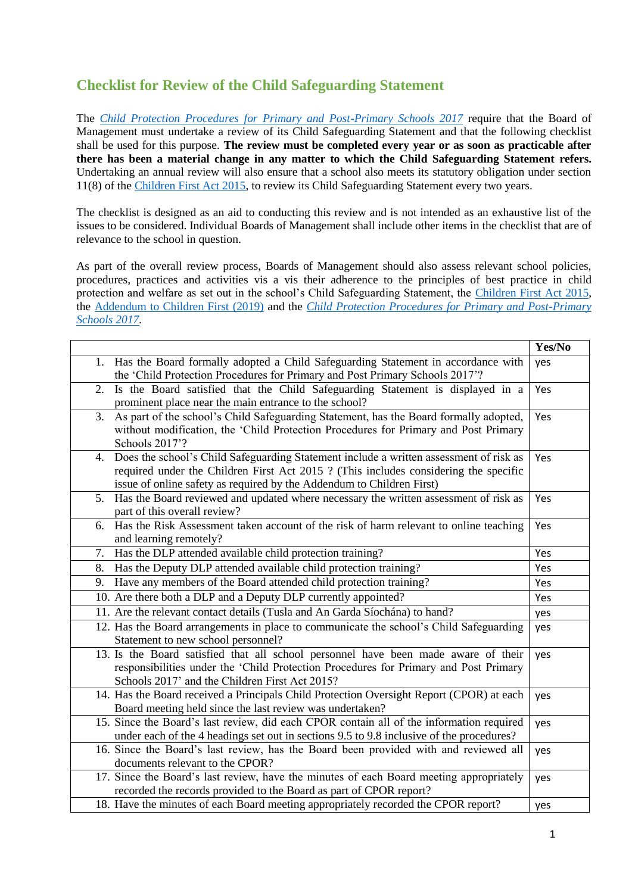## Checklist for Review of the Child Safeguarding Statement

The *Child Protection Procedures for Primary and Post-Primary Schools 2017* require that the Board of Management must undertake a review of its Child Safeguarding Statement and that the following checklist shall be used for this purpose. **The review must be completed every year or as soon as practicable after there has been a material change in any matter to which the Child Safeguarding Statement refers.** Undertaking an annual review will also ensure that a school also meets its statutory obligation under section 11(8) of the Children First Act 2015, to review its Child Safeguarding Statement every two years.

The checklist is designed as an aid to conducting this review and is not intended as an exhaustive list of the issues to be considered. Individual Boards of Management shall include other items in the checklist that are of relevance to the school in question.

As part of the overall review process, Boards of Management should also assess relevant school policies, procedures, practices and activities vis a vis their adherence to the principles of best practice in child protection and welfare as set out in the school's Child Safeguarding Statement, the Children First Act 2015, the Addendum to Children First (2019) and the *Child Protection Procedures for Primary and Post-Primary Schools 2017*.

| | **Yes/No** |
|---|---|
| 1. Has the Board formally adopted a Child Safeguarding Statement in accordance with the 'Child Protection Procedures for Primary and Post Primary Schools 2017'? | yes |
| 2. Is the Board satisfied that the Child Safeguarding Statement is displayed in a prominent place near the main entrance to the school? | Yes |
| 3. As part of the school's Child Safeguarding Statement, has the Board formally adopted, without modification, the 'Child Protection Procedures for Primary and Post Primary Schools 2017'? | Yes |
| 4. Does the school's Child Safeguarding Statement include a written assessment of risk as required under the Children First Act 2015 ? (This includes considering the specific issue of online safety as required by the Addendum to Children First) | Yes |
| 5. Has the Board reviewed and updated where necessary the written assessment of risk as part of this overall review? | Yes |
| 6. Has the Risk Assessment taken account of the risk of harm relevant to online teaching and learning remotely? | Yes |
| 7. Has the DLP attended available child protection training? | Yes |
| 8. Has the Deputy DLP attended available child protection training? | Yes |
| 9. Have any members of the Board attended child protection training? | Yes |
| 10. Are there both a DLP and a Deputy DLP currently appointed? | Yes |
| 11. Are the relevant contact details (Tusla and An Garda Síochána) to hand? | yes |
| 12. Has the Board arrangements in place to communicate the school's Child Safeguarding Statement to new school personnel? | yes |
| 13. Is the Board satisfied that all school personnel have been made aware of their responsibilities under the 'Child Protection Procedures for Primary and Post Primary Schools 2017' and the Children First Act 2015? | yes |
| 14. Has the Board received a Principals Child Protection Oversight Report (CPOR) at each Board meeting held since the last review was undertaken? | yes |
| 15. Since the Board's last review, did each CPOR contain all of the information required under each of the 4 headings set out in sections 9.5 to 9.8 inclusive of the procedures? | yes |
| 16. Since the Board's last review, has the Board been provided with and reviewed all documents relevant to the CPOR? | yes |
| 17. Since the Board's last review, have the minutes of each Board meeting appropriately recorded the records provided to the Board as part of CPOR report? | yes |
| 18. Have the minutes of each Board meeting appropriately recorded the CPOR report? | yes |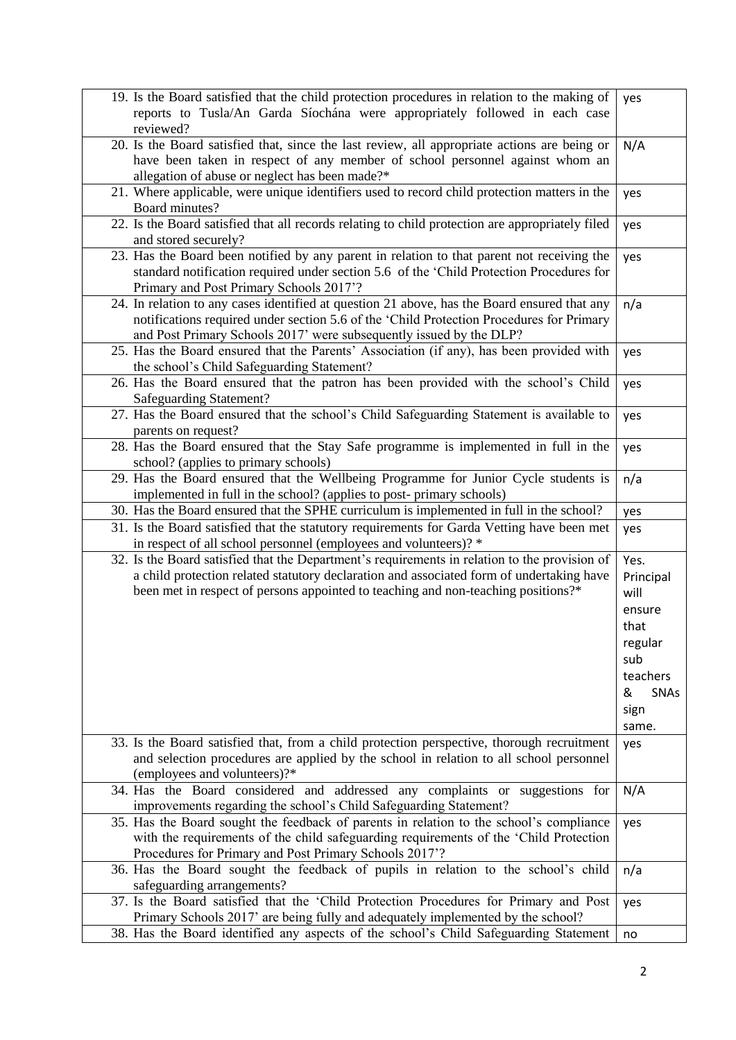| | |
|---|---|
| 19. Is the Board satisfied that the child protection procedures in relation to the making of reports to Tusla/An Garda Síochána were appropriately followed in each case reviewed? | yes |
| 20. Is the Board satisfied that, since the last review, all appropriate actions are being or have been taken in respect of any member of school personnel against whom an allegation of abuse or neglect has been made?* | N/A |
| 21. Where applicable, were unique identifiers used to record child protection matters in the Board minutes? | yes |
| 22. Is the Board satisfied that all records relating to child protection are appropriately filed and stored securely? | yes |
| 23. Has the Board been notified by any parent in relation to that parent not receiving the standard notification required under section 5.6 of the 'Child Protection Procedures for Primary and Post Primary Schools 2017'? | yes |
| 24. In relation to any cases identified at question 21 above, has the Board ensured that any notifications required under section 5.6 of the 'Child Protection Procedures for Primary and Post Primary Schools 2017' were subsequently issued by the DLP? | n/a |
| 25. Has the Board ensured that the Parents' Association (if any), has been provided with the school's Child Safeguarding Statement? | yes |
| 26. Has the Board ensured that the patron has been provided with the school's Child Safeguarding Statement? | yes |
| 27. Has the Board ensured that the school's Child Safeguarding Statement is available to parents on request? | yes |
| 28. Has the Board ensured that the Stay Safe programme is implemented in full in the school? (applies to primary schools) | yes |
| 29. Has the Board ensured that the Wellbeing Programme for Junior Cycle students is implemented in full in the school? (applies to post- primary schools) | n/a |
| 30. Has the Board ensured that the SPHE curriculum is implemented in full in the school? | yes |
| 31. Is the Board satisfied that the statutory requirements for Garda Vetting have been met in respect of all school personnel (employees and volunteers)? * | yes |
| 32. Is the Board satisfied that the Department's requirements in relation to the provision of a child protection related statutory declaration and associated form of undertaking have been met in respect of persons appointed to teaching and non-teaching positions?* | Yes. Principal will ensure that regular sub teachers & SNAs sign same. |
| 33. Is the Board satisfied that, from a child protection perspective, thorough recruitment and selection procedures are applied by the school in relation to all school personnel (employees and volunteers)?* | yes |
| 34. Has the Board considered and addressed any complaints or suggestions for improvements regarding the school's Child Safeguarding Statement? | N/A |
| 35. Has the Board sought the feedback of parents in relation to the school's compliance with the child safeguarding requirements of the 'Child Protection Procedures for Primary and Post Primary Schools 2017'? | yes |
| 36. Has the Board sought the feedback of pupils in relation to the school's child safeguarding arrangements? | n/a |
| 37. Is the Board satisfied that the 'Child Protection Procedures for Primary and Post Primary Schools 2017' are being fully and adequately implemented by the school? | yes |
| 38. Has the Board identified any aspects of the school's Child Safeguarding Statement | no |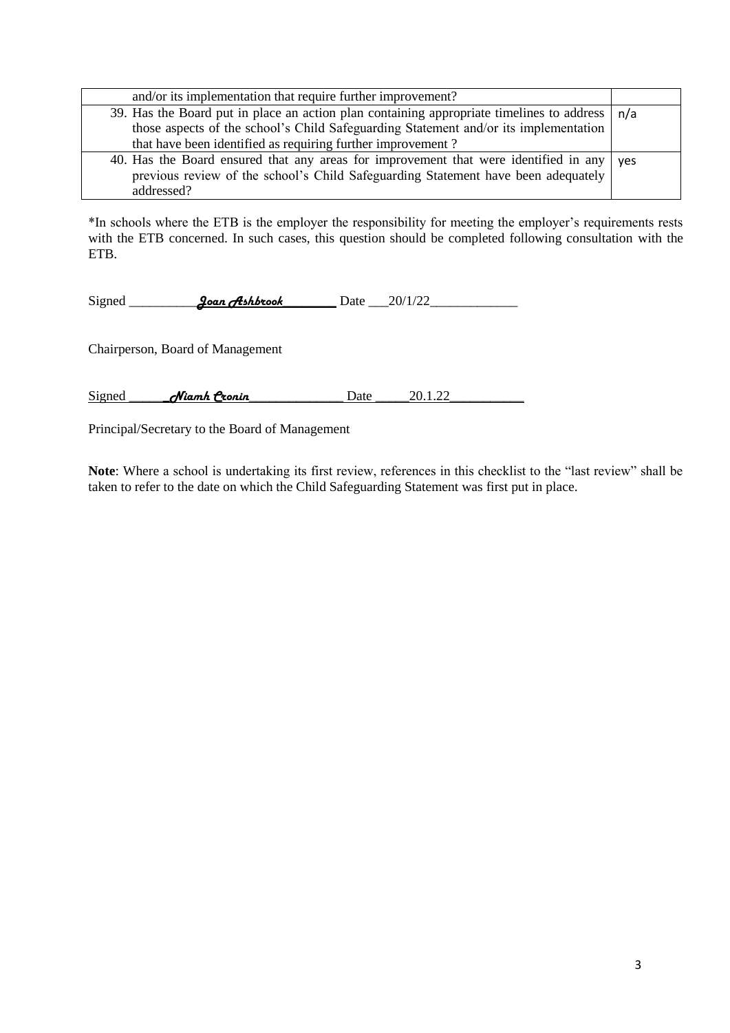| | |
|---|---|
| and/or its implementation that require further improvement? | |
| 39. Has the Board put in place an action plan containing appropriate timelines to address those aspects of the school's Child Safeguarding Statement and/or its implementation that have been identified as requiring further improvement ? | n/a |
| 40. Has the Board ensured that any areas for improvement that were identified in any previous review of the school's Child Safeguarding Statement have been adequately addressed? | yes |

*In schools where the ETB is the employer the responsibility for meeting the employer's requirements rests with the ETB concerned. In such cases, this question should be completed following consultation with the ETB.

Signed __________*Joan Ashbrook*________ Date ___20/1/22_____________

Chairperson, Board of Management

Signed _____*Niamh Cronin*______________ Date _____20.1.22___________

Principal/Secretary to the Board of Management

**Note**: Where a school is undertaking its first review, references in this checklist to the "last review" shall be taken to refer to the date on which the Child Safeguarding Statement was first put in place.